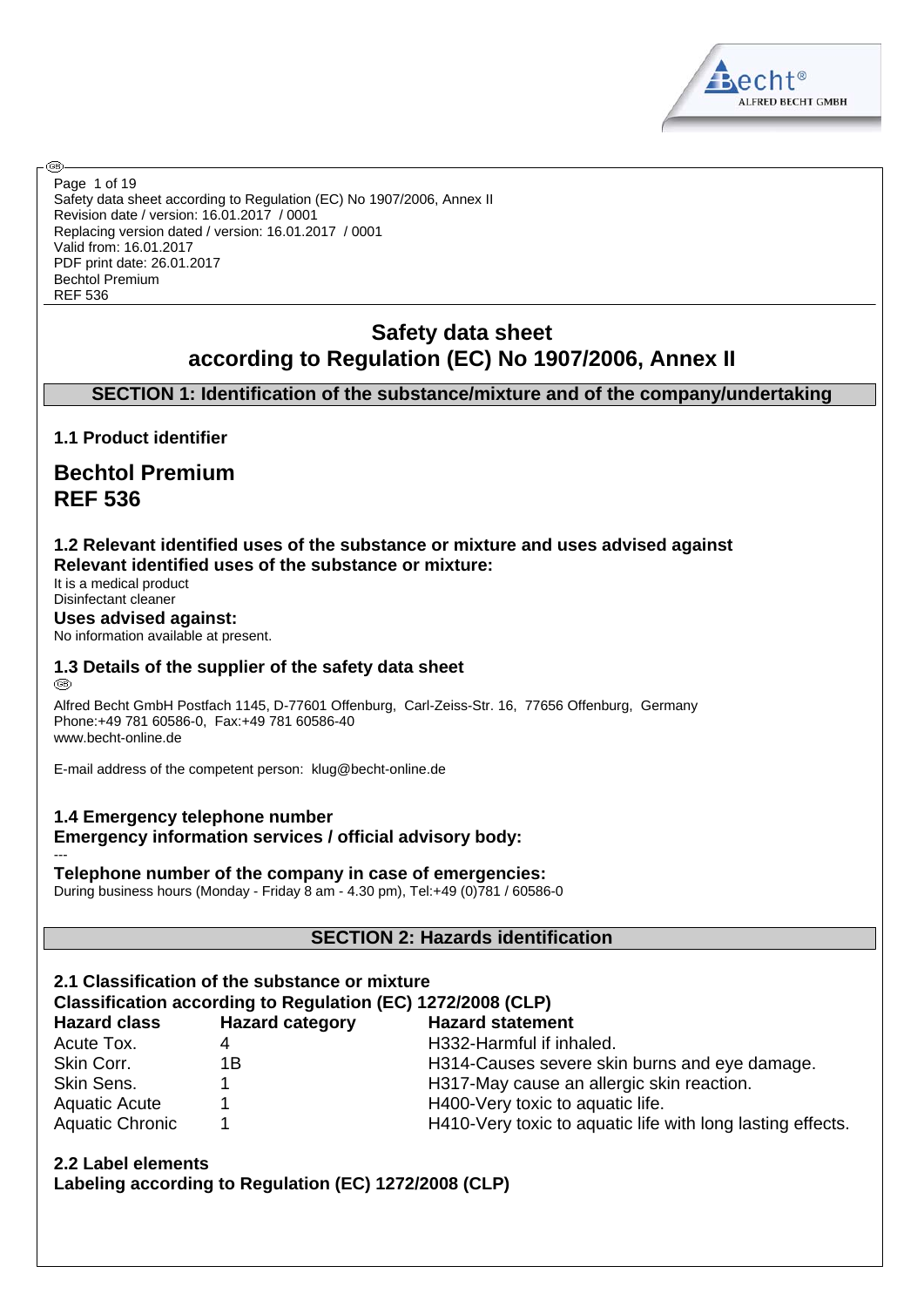Safety data sheet according to Regulation (EC) No 1907/2006, Annex II
Revision date / version: 16.01.2017 / 0001
Replacing version dated / version: 16.01.2017 / 0001
Valid from: 16.01.2017
PDF print date: 26.01.2017
Bechtol Premium
REF 536

# Safety data sheet according to Regulation (EC) No 1907/2006, Annex II

## SECTION 1: Identification of the substance/mixture and of the company/undertaking

### 1.1 Product identifier

**Bechtol Premium**
**REF 536**

### 1.2 Relevant identified uses of the substance or mixture and uses advised against

**Relevant identified uses of the substance or mixture:**

It is a medical product
Disinfectant cleaner

**Uses advised against:**

No information available at present.

### 1.3 Details of the supplier of the safety data sheet

Alfred Becht GmbH Postfach 1145, D-77601 Offenburg, Carl-Zeiss-Str. 16, 77656 Offenburg, Germany
Phone:+49 781 60586-0, Fax:+49 781 60586-40
www.becht-online.de

E-mail address of the competent person: klug@becht-online.de

### 1.4 Emergency telephone number

**Emergency information services / official advisory body:**

---

**Telephone number of the company in case of emergencies:**

During business hours (Monday - Friday 8 am - 4.30 pm), Tel:+49 (0)781 / 60586-0

## SECTION 2: Hazards identification

### 2.1 Classification of the substance or mixture

**Classification according to Regulation (EC) 1272/2008 (CLP)**

| Hazard class | Hazard category | Hazard statement |
|---|---|---|
| Acute Tox. | 4 | H332-Harmful if inhaled. |
| Skin Corr. | 1B | H314-Causes severe skin burns and eye damage. |
| Skin Sens. | 1 | H317-May cause an allergic skin reaction. |
| Aquatic Acute | 1 | H400-Very toxic to aquatic life. |
| Aquatic Chronic | 1 | H410-Very toxic to aquatic life with long lasting effects. |

### 2.2 Label elements

**Labeling according to Regulation (EC) 1272/2008 (CLP)**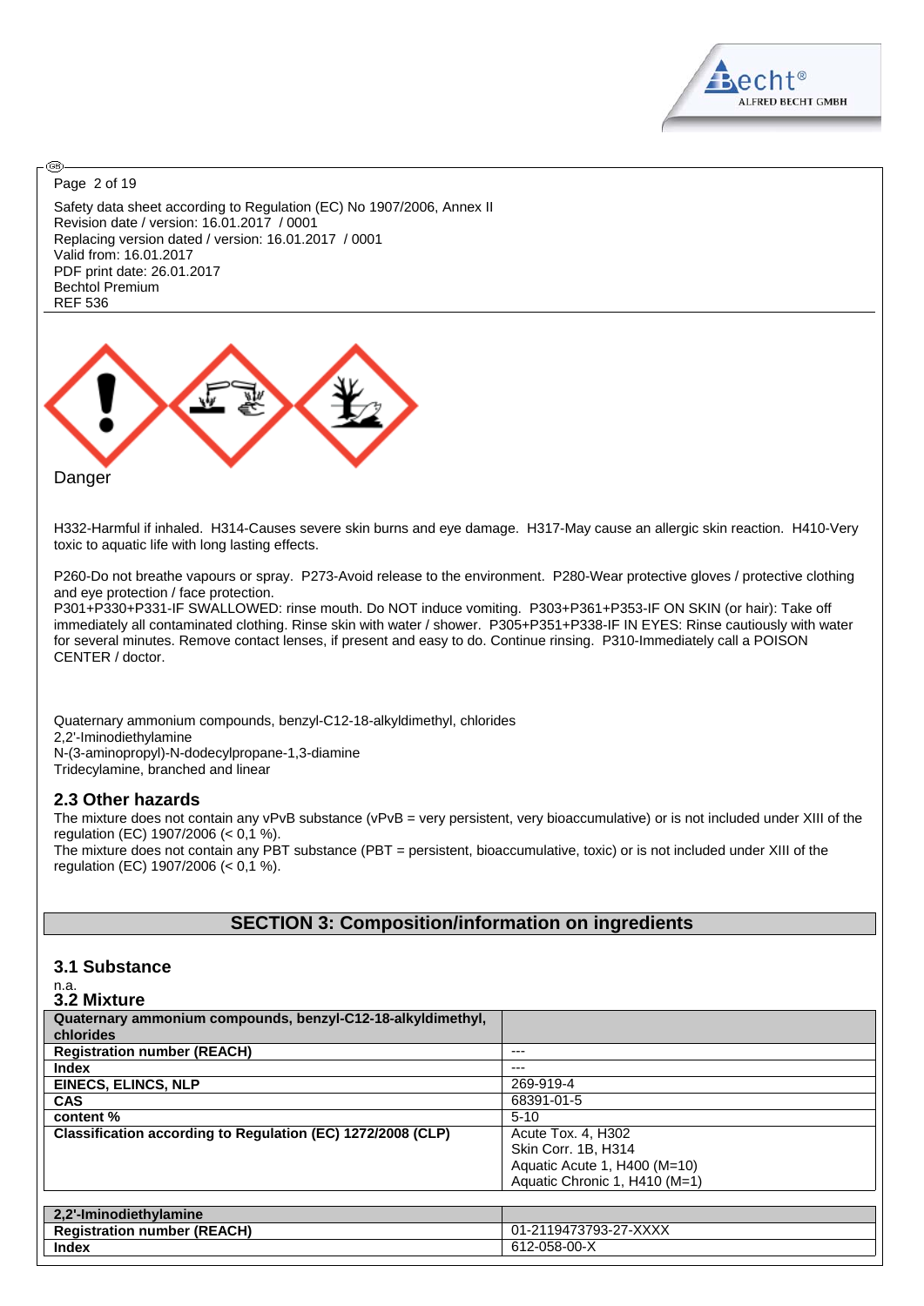Safety data sheet according to Regulation (EC) No 1907/2006, Annex II
Revision date / version: 16.01.2017 / 0001
Replacing version dated / version: 16.01.2017 / 0001
Valid from: 16.01.2017
PDF print date: 26.01.2017
Bechtol Premium
REF 536

Danger

H332-Harmful if inhaled. H314-Causes severe skin burns and eye damage. H317-May cause an allergic skin reaction. H410-Very toxic to aquatic life with long lasting effects.

P260-Do not breathe vapours or spray. P273-Avoid release to the environment. P280-Wear protective gloves / protective clothing and eye protection / face protection.
P301+P330+P331-IF SWALLOWED: rinse mouth. Do NOT induce vomiting. P303+P361+P353-IF ON SKIN (or hair): Take off immediately all contaminated clothing. Rinse skin with water / shower. P305+P351+P338-IF IN EYES: Rinse cautiously with water for several minutes. Remove contact lenses, if present and easy to do. Continue rinsing. P310-Immediately call a POISON CENTER / doctor.

Quaternary ammonium compounds, benzyl-C12-18-alkyldimethyl, chlorides
2,2'-Iminodiethylamine
N-(3-aminopropyl)-N-dodecylpropane-1,3-diamine
Tridecylamine, branched and linear

### 2.3 Other hazards

The mixture does not contain any vPvB substance (vPvB = very persistent, very bioaccumulative) or is not included under XIII of the regulation (EC) 1907/2006 (< 0,1 %).
The mixture does not contain any PBT substance (PBT = persistent, bioaccumulative, toxic) or is not included under XIII of the regulation (EC) 1907/2006 (< 0,1 %).

## SECTION 3: Composition/information on ingredients

### 3.1 Substance

n.a.

### 3.2 Mixture

| **Quaternary ammonium compounds, benzyl-C12-18-alkyldimethyl, chlorides** | |
|---|---|
| **Registration number (REACH)** | --- |
| **Index** | --- |
| **EINECS, ELINCS, NLP** | 269-919-4 |
| **CAS** | 68391-01-5 |
| **content %** | 5-10 |
| **Classification according to Regulation (EC) 1272/2008 (CLP)** | Acute Tox. 4, H302<br>Skin Corr. 1B, H314<br>Aquatic Acute 1, H400 (M=10)<br>Aquatic Chronic 1, H410 (M=1) |

| **2,2'-Iminodiethylamine** | |
|---|---|
| **Registration number (REACH)** | 01-2119473793-27-XXXX |
| **Index** | 612-058-00-X |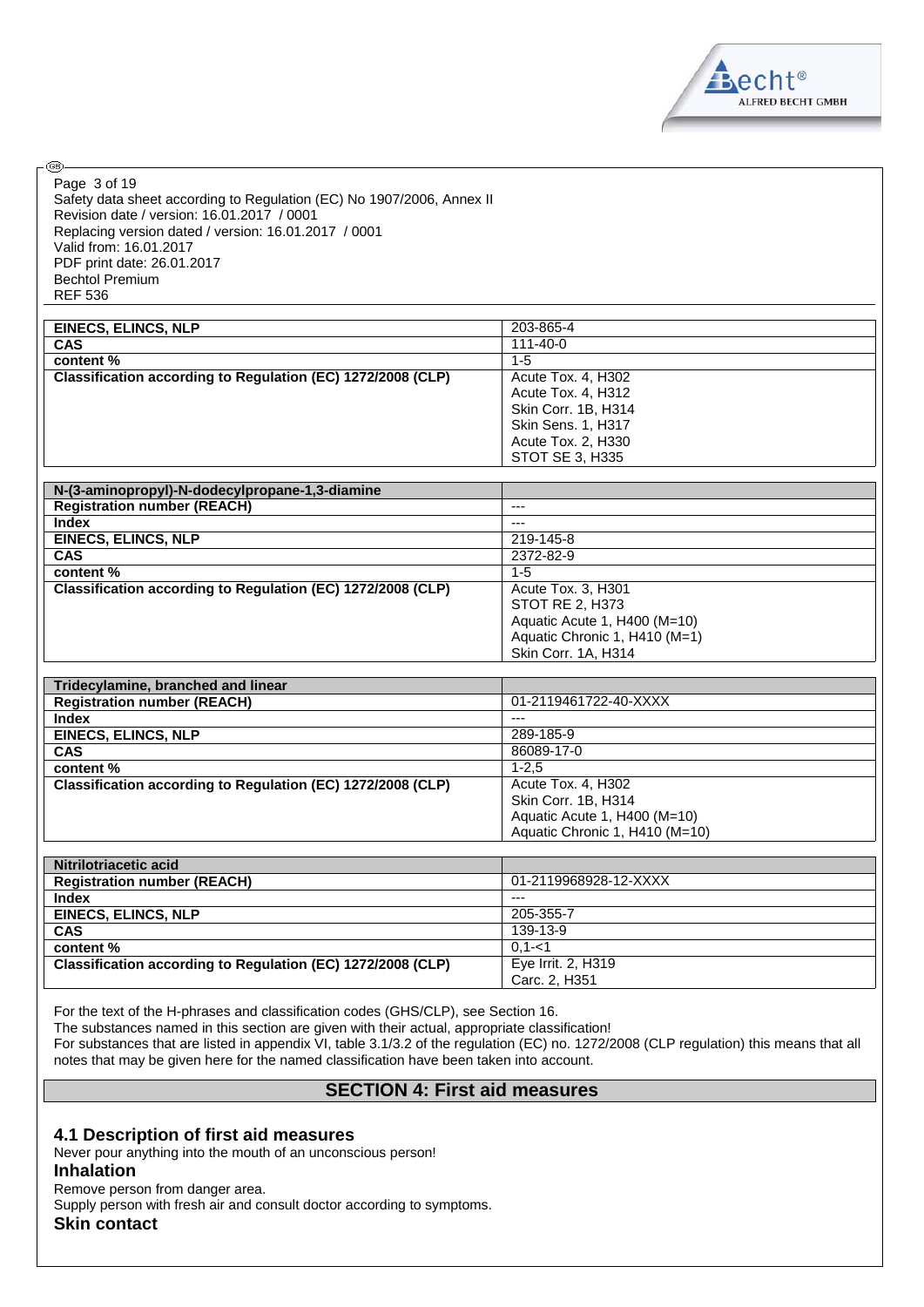| EINECS, ELINCS, NLP | 203-865-4 |
|---|---|
| CAS | 111-40-0 |
| content % | 1-5 |
| Classification according to Regulation (EC) 1272/2008 (CLP) | Acute Tox. 4, H302<br>Acute Tox. 4, H312<br>Skin Corr. 1B, H314<br>Skin Sens. 1, H317<br>Acute Tox. 2, H330<br>STOT SE 3, H335 |

| N-(3-aminopropyl)-N-dodecylpropane-1,3-diamine | |
|---|---|
| Registration number (REACH) | --- |
| Index | --- |
| EINECS, ELINCS, NLP | 219-145-8 |
| CAS | 2372-82-9 |
| content % | 1-5 |
| Classification according to Regulation (EC) 1272/2008 (CLP) | Acute Tox. 3, H301<br>STOT RE 2, H373<br>Aquatic Acute 1, H400 (M=10)<br>Aquatic Chronic 1, H410 (M=1)<br>Skin Corr. 1A, H314 |

| Tridecylamine, branched and linear | |
|---|---|
| Registration number (REACH) | 01-2119461722-40-XXXX |
| Index | --- |
| EINECS, ELINCS, NLP | 289-185-9 |
| CAS | 86089-17-0 |
| content % | 1-2,5 |
| Classification according to Regulation (EC) 1272/2008 (CLP) | Acute Tox. 4, H302<br>Skin Corr. 1B, H314<br>Aquatic Acute 1, H400 (M=10)<br>Aquatic Chronic 1, H410 (M=10) |

| Nitrilotriacetic acid | |
|---|---|
| Registration number (REACH) | 01-2119968928-12-XXXX |
| Index | --- |
| EINECS, ELINCS, NLP | 205-355-7 |
| CAS | 139-13-9 |
| content % | 0,1-<1 |
| Classification according to Regulation (EC) 1272/2008 (CLP) | Eye Irrit. 2, H319<br>Carc. 2, H351 |

For the text of the H-phrases and classification codes (GHS/CLP), see Section 16.
The substances named in this section are given with their actual, appropriate classification!
For substances that are listed in appendix VI, table 3.1/3.2 of the regulation (EC) no. 1272/2008 (CLP regulation) this means that all notes that may be given here for the named classification have been taken into account.

## SECTION 4: First aid measures

### 4.1 Description of first aid measures

Never pour anything into the mouth of an unconscious person!

#### Inhalation

Remove person from danger area.
Supply person with fresh air and consult doctor according to symptoms.

#### Skin contact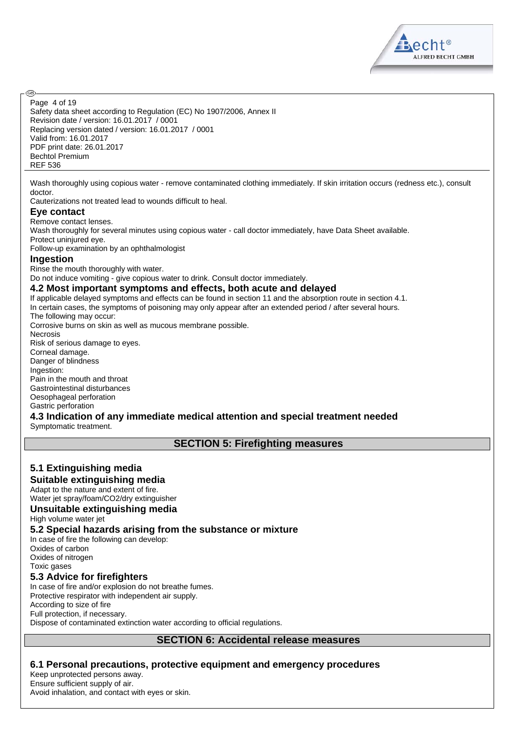Wash thoroughly using copious water - remove contaminated clothing immediately. If skin irritation occurs (redness etc.), consult doctor.
Cauterizations not treated lead to wounds difficult to heal.

### Eye contact

Remove contact lenses.
Wash thoroughly for several minutes using copious water - call doctor immediately, have Data Sheet available.
Protect uninjured eye.
Follow-up examination by an ophthalmologist

### Ingestion

Rinse the mouth thoroughly with water.
Do not induce vomiting - give copious water to drink. Consult doctor immediately.

### 4.2 Most important symptoms and effects, both acute and delayed

If applicable delayed symptoms and effects can be found in section 11 and the absorption route in section 4.1.
In certain cases, the symptoms of poisoning may only appear after an extended period / after several hours.
The following may occur:
Corrosive burns on skin as well as mucous membrane possible.
Necrosis
Risk of serious damage to eyes.
Corneal damage.
Danger of blindness
Ingestion:
Pain in the mouth and throat
Gastrointestinal disturbances
Oesophageal perforation
Gastric perforation

### 4.3 Indication of any immediate medical attention and special treatment needed

Symptomatic treatment.

## SECTION 5: Firefighting measures

### 5.1 Extinguishing media

### Suitable extinguishing media

Adapt to the nature and extent of fire.
Water jet spray/foam/CO2/dry extinguisher

### Unsuitable extinguishing media

High volume water jet

### 5.2 Special hazards arising from the substance or mixture

In case of fire the following can develop:
Oxides of carbon
Oxides of nitrogen
Toxic gases

### 5.3 Advice for firefighters

In case of fire and/or explosion do not breathe fumes.
Protective respirator with independent air supply.
According to size of fire
Full protection, if necessary.
Dispose of contaminated extinction water according to official regulations.

## SECTION 6: Accidental release measures

### 6.1 Personal precautions, protective equipment and emergency procedures

Keep unprotected persons away.
Ensure sufficient supply of air.
Avoid inhalation, and contact with eyes or skin.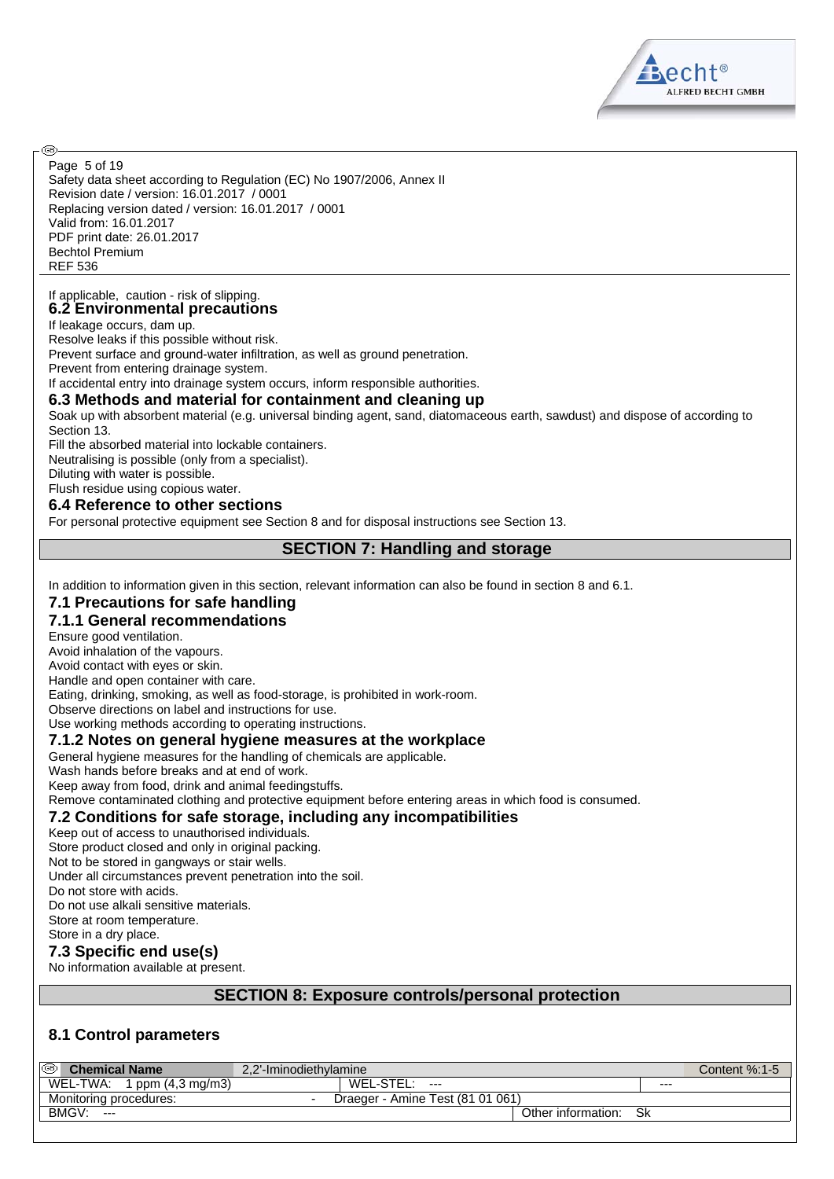If applicable, caution - risk of slipping.

### 6.2 Environmental precautions

If leakage occurs, dam up.
Resolve leaks if this possible without risk.
Prevent surface and ground-water infiltration, as well as ground penetration.
Prevent from entering drainage system.
If accidental entry into drainage system occurs, inform responsible authorities.

### 6.3 Methods and material for containment and cleaning up

Soak up with absorbent material (e.g. universal binding agent, sand, diatomaceous earth, sawdust) and dispose of according to Section 13.
Fill the absorbed material into lockable containers.
Neutralising is possible (only from a specialist).
Diluting with water is possible.
Flush residue using copious water.

### 6.4 Reference to other sections

For personal protective equipment see Section 8 and for disposal instructions see Section 13.

## SECTION 7: Handling and storage

In addition to information given in this section, relevant information can also be found in section 8 and 6.1.

### 7.1 Precautions for safe handling

#### 7.1.1 General recommendations

Ensure good ventilation.
Avoid inhalation of the vapours.
Avoid contact with eyes or skin.
Handle and open container with care.
Eating, drinking, smoking, as well as food-storage, is prohibited in work-room.
Observe directions on label and instructions for use.
Use working methods according to operating instructions.

#### 7.1.2 Notes on general hygiene measures at the workplace

General hygiene measures for the handling of chemicals are applicable.
Wash hands before breaks and at end of work.
Keep away from food, drink and animal feedingstuffs.
Remove contaminated clothing and protective equipment before entering areas in which food is consumed.

### 7.2 Conditions for safe storage, including any incompatibilities

Keep out of access to unauthorised individuals.
Store product closed and only in original packing.
Not to be stored in gangways or stair wells.
Under all circumstances prevent penetration into the soil.
Do not store with acids.
Do not use alkali sensitive materials.
Store at room temperature.
Store in a dry place.

### 7.3 Specific end use(s)

No information available at present.

## SECTION 8: Exposure controls/personal protection

### 8.1 Control parameters

| Chemical Name | 2,2'-Iminodiethylamine | | Content %:1-5 |
|---|---|---|---|
| WEL-TWA: 1 ppm (4,3 mg/m3) | WEL-STEL: --- | --- | |
| Monitoring procedures: | - Draeger - Amine Test (81 01 061) | | |
| BMGV: --- | | Other information: Sk | |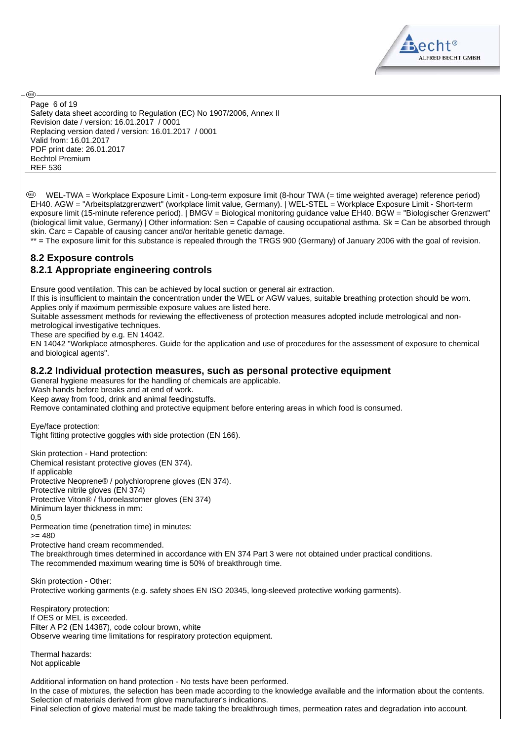WEL-TWA = Workplace Exposure Limit - Long-term exposure limit (8-hour TWA (= time weighted average) reference period) EH40. AGW = "Arbeitsplatzgrenzwert" (workplace limit value, Germany). | WEL-STEL = Workplace Exposure Limit - Short-term exposure limit (15-minute reference period). | BMGV = Biological monitoring guidance value EH40. BGW = "Biologischer Grenzwert" (biological limit value, Germany) | Other information: Sen = Capable of causing occupational asthma. Sk = Can be absorbed through skin. Carc = Capable of causing cancer and/or heritable genetic damage.
** = The exposure limit for this substance is repealed through the TRGS 900 (Germany) of January 2006 with the goal of revision.

## 8.2 Exposure controls

### 8.2.1 Appropriate engineering controls

Ensure good ventilation. This can be achieved by local suction or general air extraction.
If this is insufficient to maintain the concentration under the WEL or AGW values, suitable breathing protection should be worn.
Applies only if maximum permissible exposure values are listed here.
Suitable assessment methods for reviewing the effectiveness of protection measures adopted include metrological and non-metrological investigative techniques.
These are specified by e.g. EN 14042.
EN 14042 "Workplace atmospheres. Guide for the application and use of procedures for the assessment of exposure to chemical and biological agents".

### 8.2.2 Individual protection measures, such as personal protective equipment

General hygiene measures for the handling of chemicals are applicable.
Wash hands before breaks and at end of work.
Keep away from food, drink and animal feedingstuffs.
Remove contaminated clothing and protective equipment before entering areas in which food is consumed.

Eye/face protection:
Tight fitting protective goggles with side protection (EN 166).

Skin protection - Hand protection:
Chemical resistant protective gloves (EN 374).
If applicable
Protective Neoprene® / polychloroprene gloves (EN 374).
Protective nitrile gloves (EN 374)
Protective Viton® / fluoroelastomer gloves (EN 374)
Minimum layer thickness in mm:
0,5
Permeation time (penetration time) in minutes:
>= 480
Protective hand cream recommended.
The breakthrough times determined in accordance with EN 374 Part 3 were not obtained under practical conditions.
The recommended maximum wearing time is 50% of breakthrough time.

Skin protection - Other:
Protective working garments (e.g. safety shoes EN ISO 20345, long-sleeved protective working garments).

Respiratory protection:
If OES or MEL is exceeded.
Filter A P2 (EN 14387), code colour brown, white
Observe wearing time limitations for respiratory protection equipment.

Thermal hazards:
Not applicable

Additional information on hand protection - No tests have been performed.
In the case of mixtures, the selection has been made according to the knowledge available and the information about the contents.
Selection of materials derived from glove manufacturer's indications.
Final selection of glove material must be made taking the breakthrough times, permeation rates and degradation into account.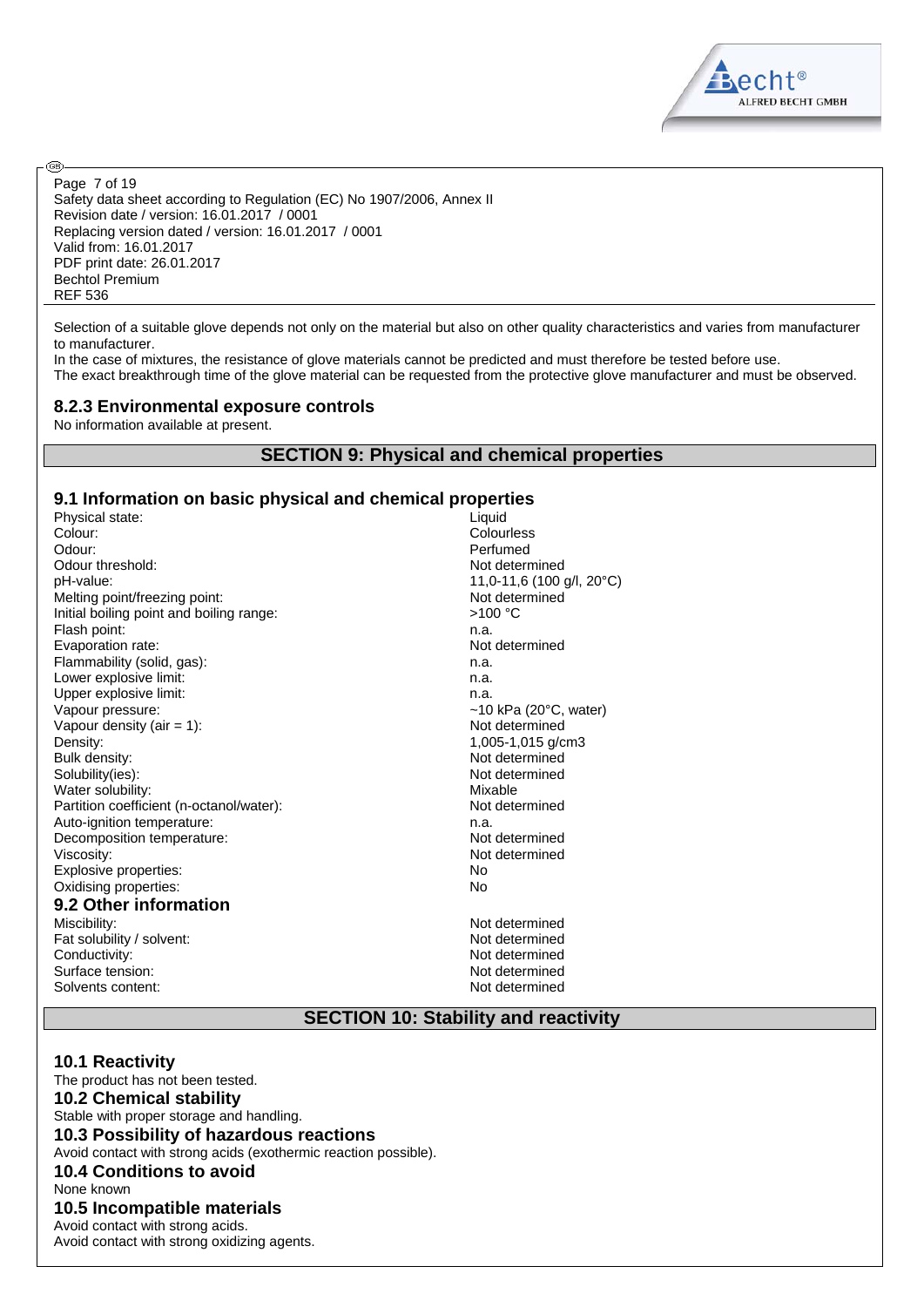Selection of a suitable glove depends not only on the material but also on other quality characteristics and varies from manufacturer to manufacturer.
In the case of mixtures, the resistance of glove materials cannot be predicted and must therefore be tested before use.
The exact breakthrough time of the glove material can be requested from the protective glove manufacturer and must be observed.

### 8.2.3 Environmental exposure controls

No information available at present.

## SECTION 9: Physical and chemical properties

### 9.1 Information on basic physical and chemical properties

| | |
|---|---|
| Physical state: | Liquid |
| Colour: | Colourless |
| Odour: | Perfumed |
| Odour threshold: | Not determined |
| pH-value: | 11,0-11,6 (100 g/l, 20°C) |
| Melting point/freezing point: | Not determined |
| Initial boiling point and boiling range: | >100 °C |
| Flash point: | n.a. |
| Evaporation rate: | Not determined |
| Flammability (solid, gas): | n.a. |
| Lower explosive limit: | n.a. |
| Upper explosive limit: | n.a. |
| Vapour pressure: | ~10 kPa (20°C, water) |
| Vapour density (air = 1): | Not determined |
| Density: | 1,005-1,015 g/cm3 |
| Bulk density: | Not determined |
| Solubility(ies): | Not determined |
| Water solubility: | Mixable |
| Partition coefficient (n-octanol/water): | Not determined |
| Auto-ignition temperature: | n.a. |
| Decomposition temperature: | Not determined |
| Viscosity: | Not determined |
| Explosive properties: | No |
| Oxidising properties: | No |

### 9.2 Other information

| | |
|---|---|
| Miscibility: | Not determined |
| Fat solubility / solvent: | Not determined |
| Conductivity: | Not determined |
| Surface tension: | Not determined |
| Solvents content: | Not determined |

## SECTION 10: Stability and reactivity

### 10.1 Reactivity

The product has not been tested.

### 10.2 Chemical stability

Stable with proper storage and handling.

### 10.3 Possibility of hazardous reactions

Avoid contact with strong acids (exothermic reaction possible).

### 10.4 Conditions to avoid

None known

### 10.5 Incompatible materials

Avoid contact with strong acids.
Avoid contact with strong oxidizing agents.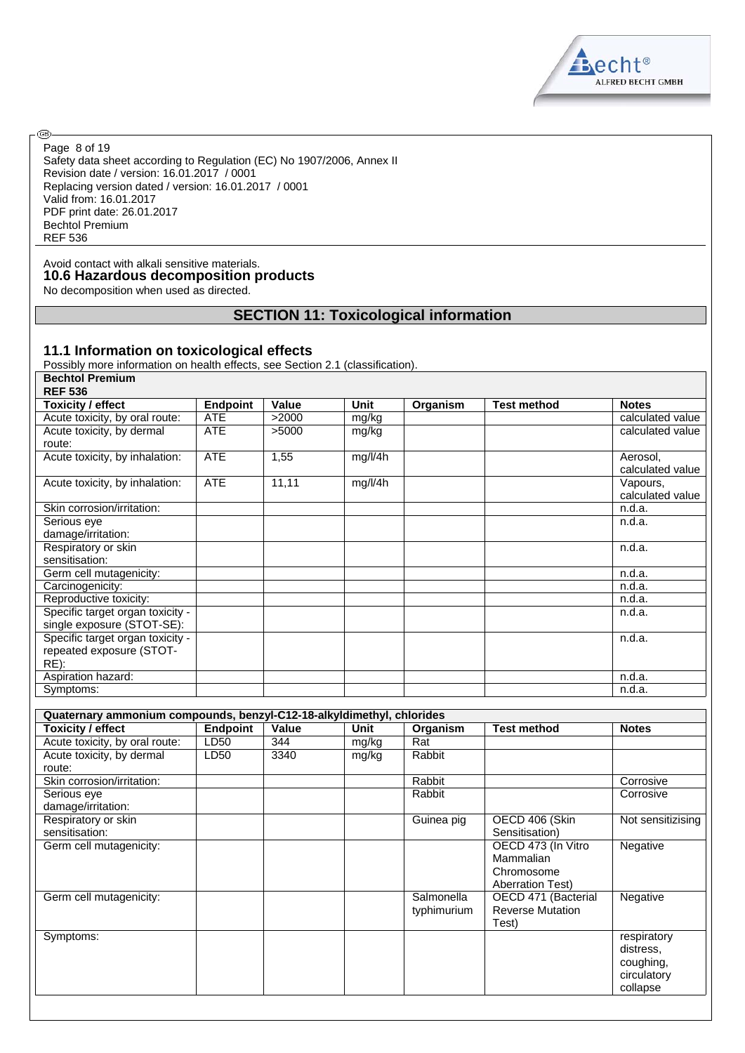Avoid contact with alkali sensitive materials.

### 10.6 Hazardous decomposition products

No decomposition when used as directed.

## SECTION 11: Toxicological information

### 11.1 Information on toxicological effects

Possibly more information on health effects, see Section 2.1 (classification).

| **Bechtol Premium REF 536** | | | | | | |
|---|---|---|---|---|---|---|
| **Toxicity / effect** | **Endpoint** | **Value** | **Unit** | **Organism** | **Test method** | **Notes** |
| Acute toxicity, by oral route: | ATE | >2000 | mg/kg | | | calculated value |
| Acute toxicity, by dermal route: | ATE | >5000 | mg/kg | | | calculated value |
| Acute toxicity, by inhalation: | ATE | 1,55 | mg/l/4h | | | Aerosol, calculated value |
| Acute toxicity, by inhalation: | ATE | 11,11 | mg/l/4h | | | Vapours, calculated value |
| Skin corrosion/irritation: | | | | | | n.d.a. |
| Serious eye damage/irritation: | | | | | | n.d.a. |
| Respiratory or skin sensitisation: | | | | | | n.d.a. |
| Germ cell mutagenicity: | | | | | | n.d.a. |
| Carcinogenicity: | | | | | | n.d.a. |
| Reproductive toxicity: | | | | | | n.d.a. |
| Specific target organ toxicity - single exposure (STOT-SE): | | | | | | n.d.a. |
| Specific target organ toxicity - repeated exposure (STOT-RE): | | | | | | n.d.a. |
| Aspiration hazard: | | | | | | n.d.a. |
| Symptoms: | | | | | | n.d.a. |

| **Quaternary ammonium compounds, benzyl-C12-18-alkyldimethyl, chlorides** | | | | | | |
|---|---|---|---|---|---|---|
| **Toxicity / effect** | **Endpoint** | **Value** | **Unit** | **Organism** | **Test method** | **Notes** |
| Acute toxicity, by oral route: | LD50 | 344 | mg/kg | Rat | | |
| Acute toxicity, by dermal route: | LD50 | 3340 | mg/kg | Rabbit | | |
| Skin corrosion/irritation: | | | | Rabbit | | Corrosive |
| Serious eye damage/irritation: | | | | Rabbit | | Corrosive |
| Respiratory or skin sensitisation: | | | | Guinea pig | OECD 406 (Skin Sensitisation) | Not sensitizising |
| Germ cell mutagenicity: | | | | | OECD 473 (In Vitro Mammalian Chromosome Aberration Test) | Negative |
| Germ cell mutagenicity: | | | | Salmonella typhimurium | OECD 471 (Bacterial Reverse Mutation Test) | Negative |
| Symptoms: | | | | | | respiratory distress, coughing, circulatory collapse |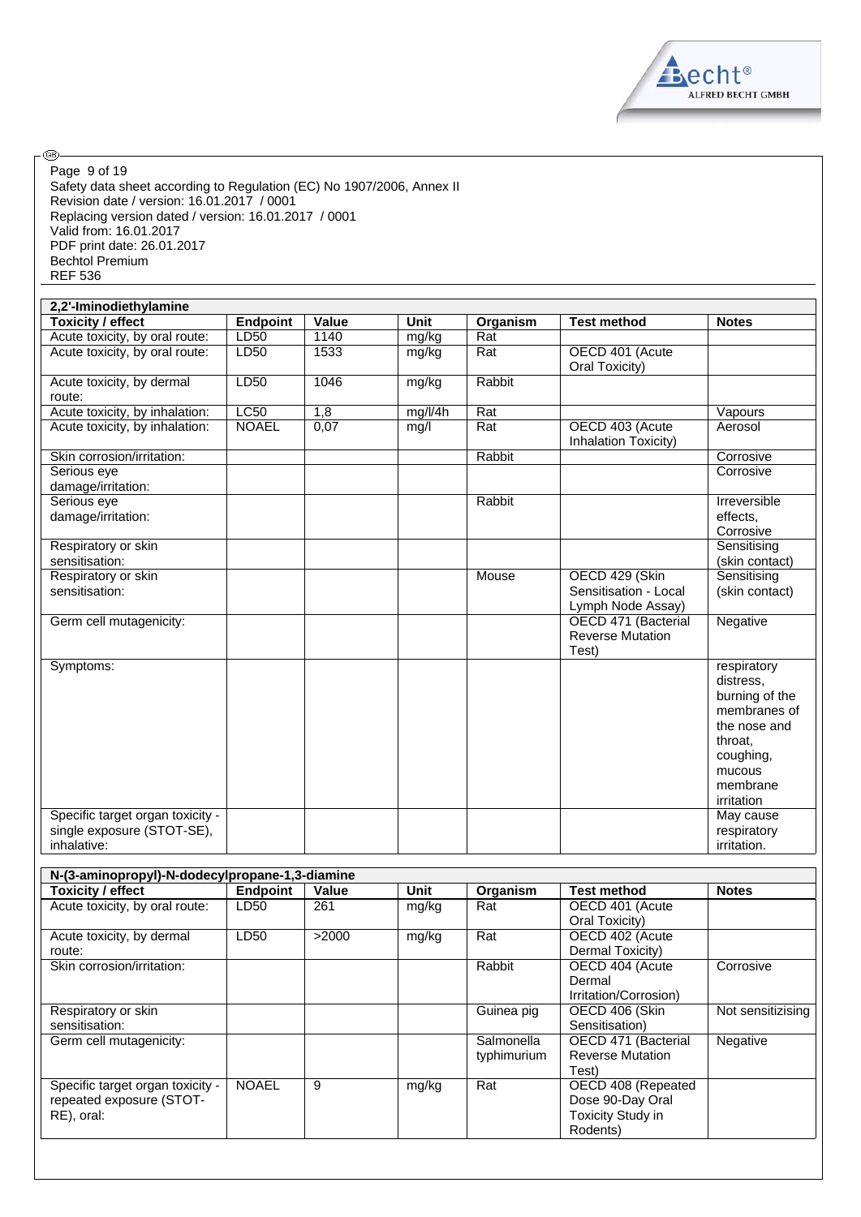Safety data sheet according to Regulation (EC) No 1907/2006, Annex II
Revision date / version: 16.01.2017 / 0001
Replacing version dated / version: 16.01.2017 / 0001
Valid from: 16.01.2017
PDF print date: 26.01.2017
Bechtol Premium
REF 536

| 2,2'-Iminodiethylamine | | | | | | |
|---|---|---|---|---|---|---|
| **Toxicity / effect** | **Endpoint** | **Value** | **Unit** | **Organism** | **Test method** | **Notes** |
| Acute toxicity, by oral route: | LD50 | 1140 | mg/kg | Rat | | |
| Acute toxicity, by oral route: | LD50 | 1533 | mg/kg | Rat | OECD 401 (Acute Oral Toxicity) | |
| Acute toxicity, by dermal route: | LD50 | 1046 | mg/kg | Rabbit | | |
| Acute toxicity, by inhalation: | LC50 | 1,8 | mg/l/4h | Rat | | Vapours |
| Acute toxicity, by inhalation: | NOAEL | 0,07 | mg/l | Rat | OECD 403 (Acute Inhalation Toxicity) | Aerosol |
| Skin corrosion/irritation: | | | | Rabbit | | Corrosive |
| Serious eye damage/irritation: | | | | | | Corrosive |
| Serious eye damage/irritation: | | | | Rabbit | | Irreversible effects, Corrosive |
| Respiratory or skin sensitisation: | | | | | | Sensitising (skin contact) |
| Respiratory or skin sensitisation: | | | | Mouse | OECD 429 (Skin Sensitisation - Local Lymph Node Assay) | Sensitising (skin contact) |
| Germ cell mutagenicity: | | | | | OECD 471 (Bacterial Reverse Mutation Test) | Negative |
| Symptoms: | | | | | | respiratory distress, burning of the membranes of the nose and throat, coughing, mucous membrane irritation |
| Specific target organ toxicity - single exposure (STOT-SE), inhalative: | | | | | | May cause respiratory irritation. |

| N-(3-aminopropyl)-N-dodecylpropane-1,3-diamine | | | | | | |
|---|---|---|---|---|---|---|
| **Toxicity / effect** | **Endpoint** | **Value** | **Unit** | **Organism** | **Test method** | **Notes** |
| Acute toxicity, by oral route: | LD50 | 261 | mg/kg | Rat | OECD 401 (Acute Oral Toxicity) | |
| Acute toxicity, by dermal route: | LD50 | >2000 | mg/kg | Rat | OECD 402 (Acute Dermal Toxicity) | |
| Skin corrosion/irritation: | | | | Rabbit | OECD 404 (Acute Dermal Irritation/Corrosion) | Corrosive |
| Respiratory or skin sensitisation: | | | | Guinea pig | OECD 406 (Skin Sensitisation) | Not sensitizising |
| Germ cell mutagenicity: | | | | Salmonella typhimurium | OECD 471 (Bacterial Reverse Mutation Test) | Negative |
| Specific target organ toxicity - repeated exposure (STOT-RE), oral: | NOAEL | 9 | mg/kg | Rat | OECD 408 (Repeated Dose 90-Day Oral Toxicity Study in Rodents) | |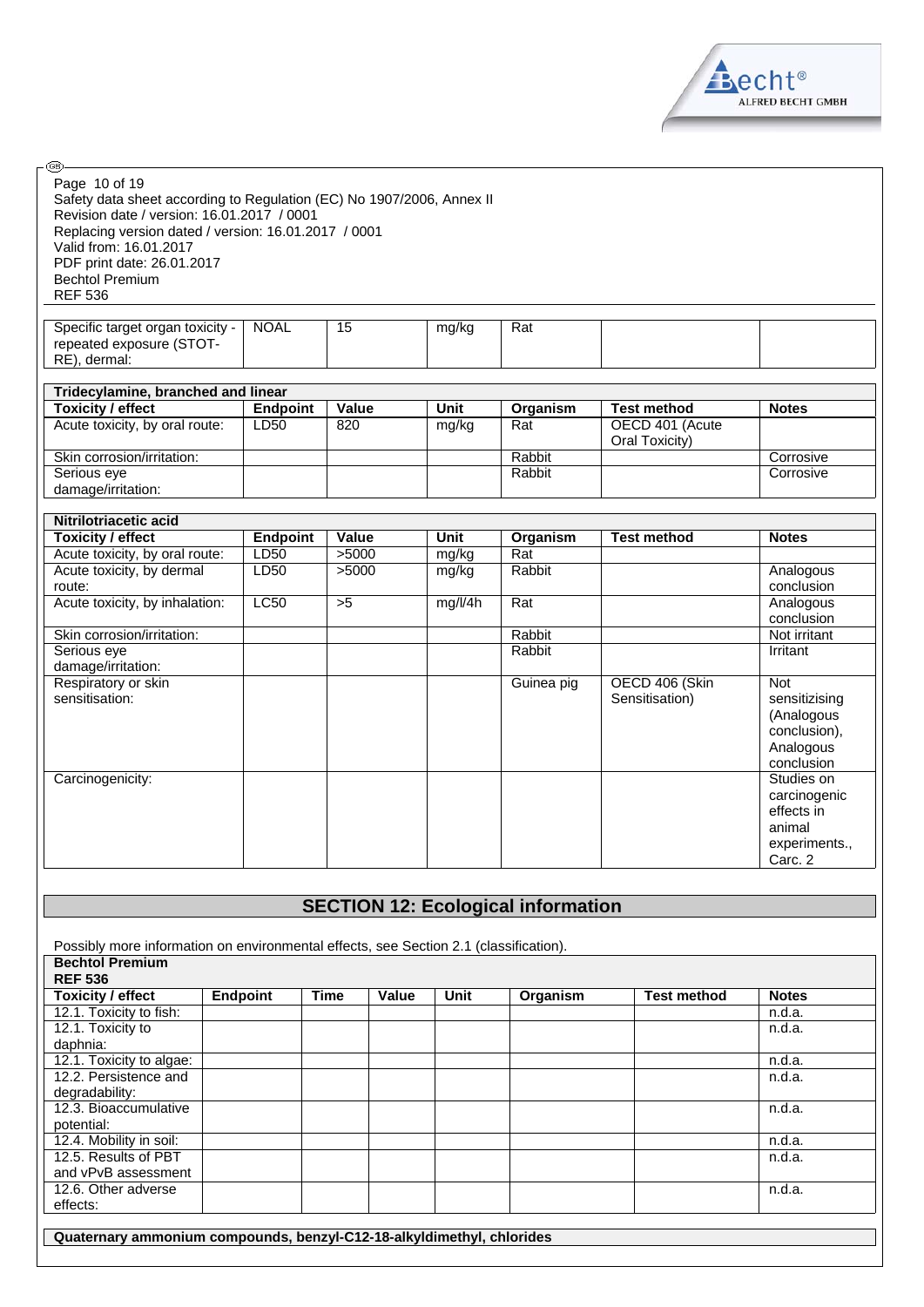Safety data sheet according to Regulation (EC) No 1907/2006, Annex II
Revision date / version: 16.01.2017 / 0001
Replacing version dated / version: 16.01.2017 / 0001
Valid from: 16.01.2017
PDF print date: 26.01.2017
Bechtol Premium
REF 536

| Specific target organ toxicity - repeated exposure (STOT-RE), dermal: | NOAL | 15 | mg/kg | Rat | | |
|---|---|---|---|---|---|---|

| Tridecylamine, branched and linear | | | | | | |
|---|---|---|---|---|---|---|
| **Toxicity / effect** | **Endpoint** | **Value** | **Unit** | **Organism** | **Test method** | **Notes** |
| Acute toxicity, by oral route: | LD50 | 820 | mg/kg | Rat | OECD 401 (Acute Oral Toxicity) | |
| Skin corrosion/irritation: | | | | Rabbit | | Corrosive |
| Serious eye damage/irritation: | | | | Rabbit | | Corrosive |

| Nitrilotriacetic acid | | | | | | |
|---|---|---|---|---|---|---|
| **Toxicity / effect** | **Endpoint** | **Value** | **Unit** | **Organism** | **Test method** | **Notes** |
| Acute toxicity, by oral route: | LD50 | >5000 | mg/kg | Rat | | |
| Acute toxicity, by dermal route: | LD50 | >5000 | mg/kg | Rabbit | | Analogous conclusion |
| Acute toxicity, by inhalation: | LC50 | >5 | mg/l/4h | Rat | | Analogous conclusion |
| Skin corrosion/irritation: | | | | Rabbit | | Not irritant |
| Serious eye damage/irritation: | | | | Rabbit | | Irritant |
| Respiratory or skin sensitisation: | | | | Guinea pig | OECD 406 (Skin Sensitisation) | Not sensitizising (Analogous conclusion), Analogous conclusion |
| Carcinogenicity: | | | | | | Studies on carcinogenic effects in animal experiments., Carc. 2 |

## SECTION 12: Ecological information

Possibly more information on environmental effects, see Section 2.1 (classification).

| Bechtol Premium REF 536 | | | | | | | |
|---|---|---|---|---|---|---|---|
| **Toxicity / effect** | **Endpoint** | **Time** | **Value** | **Unit** | **Organism** | **Test method** | **Notes** |
| 12.1. Toxicity to fish: | | | | | | | n.d.a. |
| 12.1. Toxicity to daphnia: | | | | | | | n.d.a. |
| 12.1. Toxicity to algae: | | | | | | | n.d.a. |
| 12.2. Persistence and degradability: | | | | | | | n.d.a. |
| 12.3. Bioaccumulative potential: | | | | | | | n.d.a. |
| 12.4. Mobility in soil: | | | | | | | n.d.a. |
| 12.5. Results of PBT and vPvB assessment | | | | | | | n.d.a. |
| 12.6. Other adverse effects: | | | | | | | n.d.a. |

**Quaternary ammonium compounds, benzyl-C12-18-alkyldimethyl, chlorides**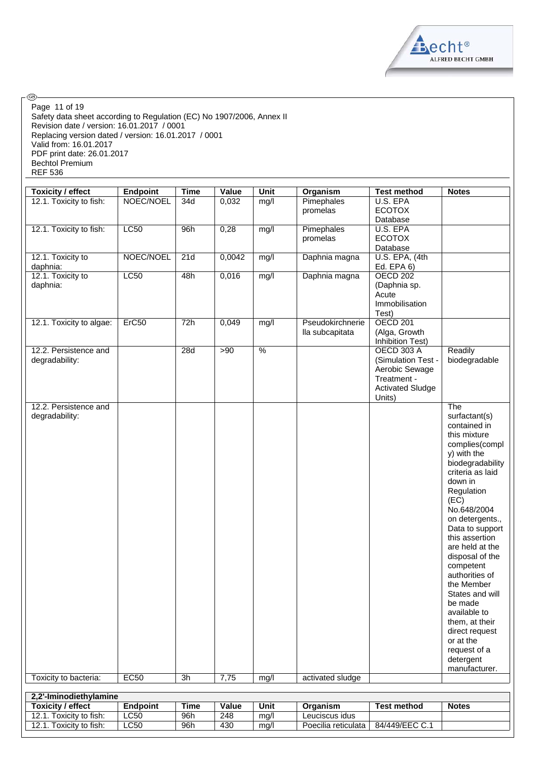Safety data sheet according to Regulation (EC) No 1907/2006, Annex II
Revision date / version: 16.01.2017 / 0001
Replacing version dated / version: 16.01.2017 / 0001
Valid from: 16.01.2017
PDF print date: 26.01.2017
Bechtol Premium
REF 536

| Toxicity / effect | Endpoint | Time | Value | Unit | Organism | Test method | Notes |
|---|---|---|---|---|---|---|---|
| 12.1. Toxicity to fish: | NOEC/NOEL | 34d | 0,032 | mg/l | Pimephales promelas | U.S. EPA ECOTOX Database | |
| 12.1. Toxicity to fish: | LC50 | 96h | 0,28 | mg/l | Pimephales promelas | U.S. EPA ECOTOX Database | |
| 12.1. Toxicity to daphnia: | NOEC/NOEL | 21d | 0,0042 | mg/l | Daphnia magna | U.S. EPA, (4th Ed. EPA 6) | |
| 12.1. Toxicity to daphnia: | LC50 | 48h | 0,016 | mg/l | Daphnia magna | OECD 202 (Daphnia sp. Acute Immobilisation Test) | |
| 12.1. Toxicity to algae: | ErC50 | 72h | 0,049 | mg/l | Pseudokirchneriella subcapitata | OECD 201 (Alga, Growth Inhibition Test) | |
| 12.2. Persistence and degradability: | | 28d | >90 | % | | OECD 303 A (Simulation Test - Aerobic Sewage Treatment - Activated Sludge Units) | Readily biodegradable |
| 12.2. Persistence and degradability: | | | | | | | The surfactant(s) contained in this mixture complies(comply) with the biodegradability criteria as laid down in Regulation (EC) No.648/2004 on detergents., Data to support this assertion are held at the disposal of the competent authorities of the Member States and will be made available to them, at their direct request or at the request of a detergent manufacturer. |
| Toxicity to bacteria: | EC50 | 3h | 7,75 | mg/l | activated sludge | | |

| 2,2'-Iminodiethylamine | | | | | | | |
|---|---|---|---|---|---|---|---|
| **Toxicity / effect** | **Endpoint** | **Time** | **Value** | **Unit** | **Organism** | **Test method** | **Notes** |
| 12.1. Toxicity to fish: | LC50 | 96h | 248 | mg/l | Leuciscus idus | | |
| 12.1. Toxicity to fish: | LC50 | 96h | 430 | mg/l | Poecilia reticulata | 84/449/EEC C.1 | |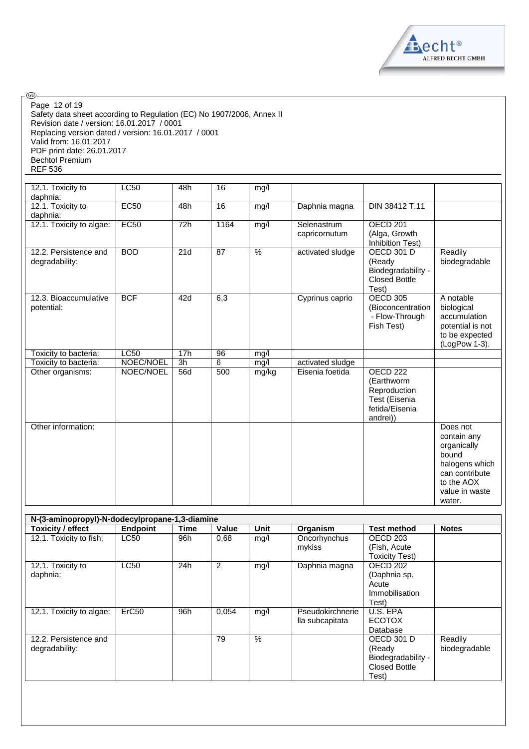| | | | | | | | |
|---|---|---|---|---|---|---|---|
| 12.1. Toxicity to daphnia: | LC50 | 48h | 16 | mg/l | | | |
| 12.1. Toxicity to daphnia: | EC50 | 48h | 16 | mg/l | Daphnia magna | DIN 38412 T.11 | |
| 12.1. Toxicity to algae: | EC50 | 72h | 1164 | mg/l | Selenastrum capricornutum | OECD 201 (Alga, Growth Inhibition Test) | |
| 12.2. Persistence and degradability: | BOD | 21d | 87 | % | activated sludge | OECD 301 D (Ready Biodegradability - Closed Bottle Test) | Readily biodegradable |
| 12.3. Bioaccumulative potential: | BCF | 42d | 6,3 | | Cyprinus caprio | OECD 305 (Bioconcentration - Flow-Through Fish Test) | A notable biological accumulation potential is not to be expected (LogPow 1-3). |
| Toxicity to bacteria: | LC50 | 17h | 96 | mg/l | | | |
| Toxicity to bacteria: | NOEC/NOEL | 3h | 6 | mg/l | activated sludge | | |
| Other organisms: | NOEC/NOEL | 56d | 500 | mg/kg | Eisenia foetida | OECD 222 (Earthworm Reproduction Test (Eisenia fetida/Eisenia andrei)) | |
| Other information: | | | | | | | Does not contain any organically bound halogens which can contribute to the AOX value in waste water. |

**N-(3-aminopropyl)-N-dodecylpropane-1,3-diamine**

| Toxicity / effect | Endpoint | Time | Value | Unit | Organism | Test method | Notes |
|---|---|---|---|---|---|---|---|
| 12.1. Toxicity to fish: | LC50 | 96h | 0,68 | mg/l | Oncorhynchus mykiss | OECD 203 (Fish, Acute Toxicity Test) | |
| 12.1. Toxicity to daphnia: | LC50 | 24h | 2 | mg/l | Daphnia magna | OECD 202 (Daphnia sp. Acute Immobilisation Test) | |
| 12.1. Toxicity to algae: | ErC50 | 96h | 0,054 | mg/l | Pseudokirchneriella subcapitata | U.S. EPA ECOTOX Database | |
| 12.2. Persistence and degradability: | | | 79 | % | | OECD 301 D (Ready Biodegradability - Closed Bottle Test) | Readily biodegradable |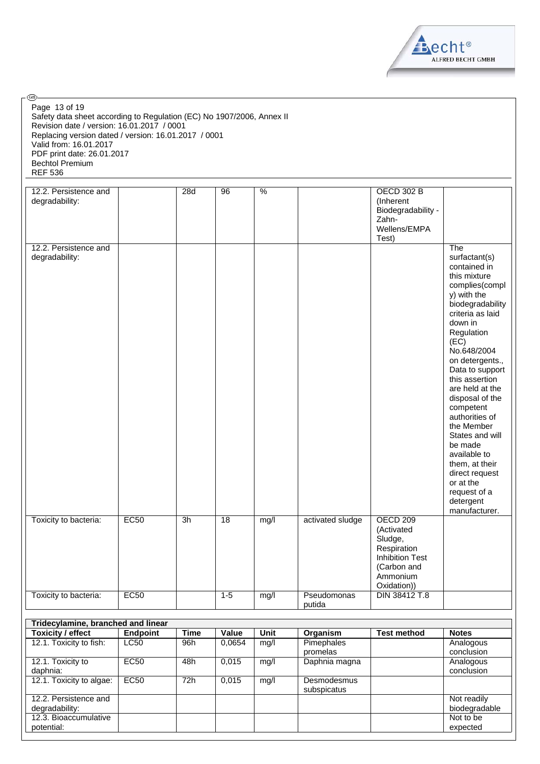| | | | | | | | |
|---|---|---|---|---|---|---|---|
| 12.2. Persistence and degradability: | | 28d | 96 | % | | OECD 302 B (Inherent Biodegradability - Zahn-Wellens/EMPA Test) | |
| 12.2. Persistence and degradability: | | | | | | | The surfactant(s) contained in this mixture complies(comply) with the biodegradability criteria as laid down in Regulation (EC) No.648/2004 on detergents., Data to support this assertion are held at the disposal of the competent authorities of the Member States and will be made available to them, at their direct request or at the request of a detergent manufacturer. |
| Toxicity to bacteria: | EC50 | 3h | 18 | mg/l | activated sludge | OECD 209 (Activated Sludge, Respiration Inhibition Test (Carbon and Ammonium Oxidation)) | |
| Toxicity to bacteria: | EC50 | | 1-5 | mg/l | Pseudomonas putida | DIN 38412 T.8 | |

| Tridecylamine, branched and linear | | | | | | | |
|---|---|---|---|---|---|---|---|
| **Toxicity / effect** | **Endpoint** | **Time** | **Value** | **Unit** | **Organism** | **Test method** | **Notes** |
| 12.1. Toxicity to fish: | LC50 | 96h | 0,0654 | mg/l | Pimephales promelas | | Analogous conclusion |
| 12.1. Toxicity to daphnia: | EC50 | 48h | 0,015 | mg/l | Daphnia magna | | Analogous conclusion |
| 12.1. Toxicity to algae: | EC50 | 72h | 0,015 | mg/l | Desmodesmus subspicatus | | |
| 12.2. Persistence and degradability: | | | | | | | Not readily biodegradable |
| 12.3. Bioaccumulative potential: | | | | | | | Not to be expected |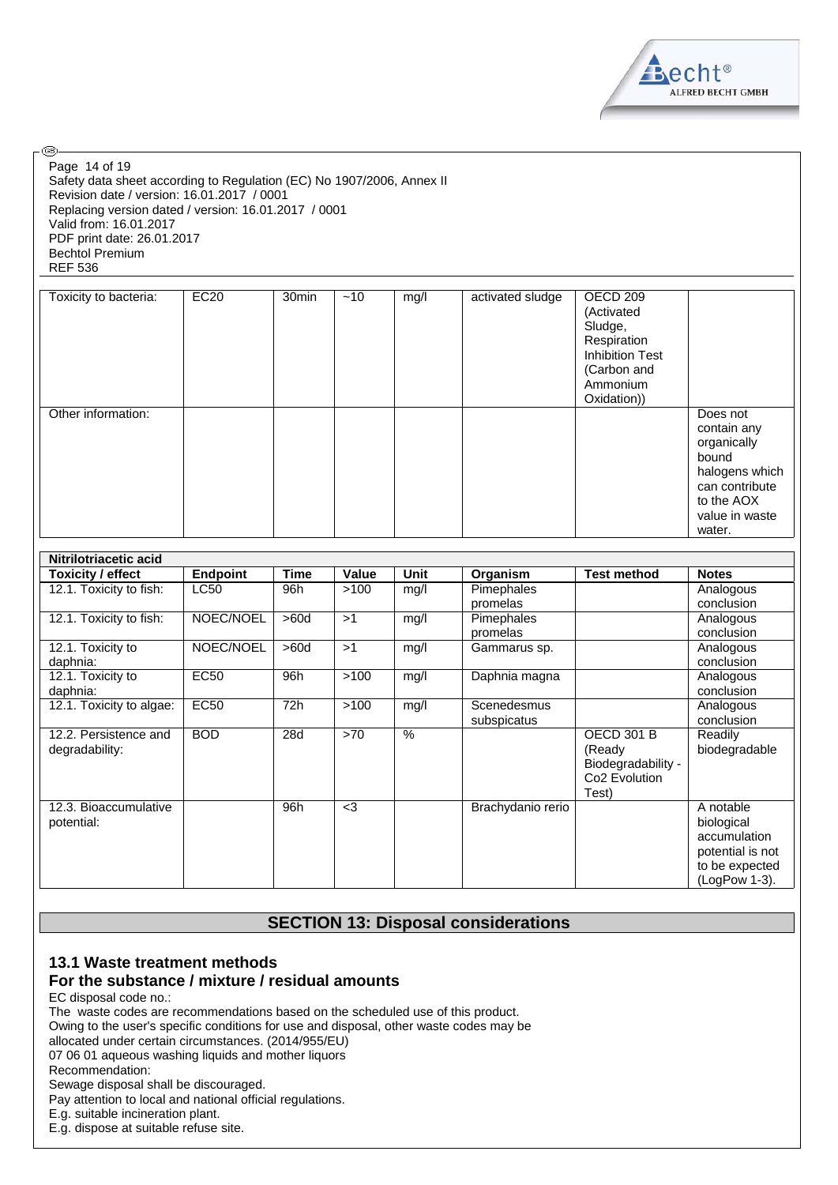| Toxicity to bacteria: | EC20 | 30min | ~10 | mg/l | activated sludge | OECD 209 (Activated Sludge, Respiration Inhibition Test (Carbon and Ammonium Oxidation)) | |
|---|---|---|---|---|---|---|---|
| Other information: | | | | | | | Does not contain any organically bound halogens which can contribute to the AOX value in waste water. |

| Nitrilotriacetic acid | | | | | | | |
|---|---|---|---|---|---|---|---|
| **Toxicity / effect** | **Endpoint** | **Time** | **Value** | **Unit** | **Organism** | **Test method** | **Notes** |
| 12.1. Toxicity to fish: | LC50 | 96h | >100 | mg/l | Pimephales promelas | | Analogous conclusion |
| 12.1. Toxicity to fish: | NOEC/NOEL | >60d | >1 | mg/l | Pimephales promelas | | Analogous conclusion |
| 12.1. Toxicity to daphnia: | NOEC/NOEL | >60d | >1 | mg/l | Gammarus sp. | | Analogous conclusion |
| 12.1. Toxicity to daphnia: | EC50 | 96h | >100 | mg/l | Daphnia magna | | Analogous conclusion |
| 12.1. Toxicity to algae: | EC50 | 72h | >100 | mg/l | Scenedesmus subspicatus | | Analogous conclusion |
| 12.2. Persistence and degradability: | BOD | 28d | >70 | % | | OECD 301 B (Ready Biodegradability - Co2 Evolution Test) | Readily biodegradable |
| 12.3. Bioaccumulative potential: | | 96h | <3 | | Brachydanio rerio | | A notable biological accumulation potential is not to be expected (LogPow 1-3). |

## SECTION 13: Disposal considerations

### 13.1 Waste treatment methods

### For the substance / mixture / residual amounts

EC disposal code no.:
The waste codes are recommendations based on the scheduled use of this product.
Owing to the user's specific conditions for use and disposal, other waste codes may be allocated under certain circumstances. (2014/955/EU)
07 06 01 aqueous washing liquids and mother liquors
Recommendation:
Sewage disposal shall be discouraged.
Pay attention to local and national official regulations.
E.g. suitable incineration plant.
E.g. dispose at suitable refuse site.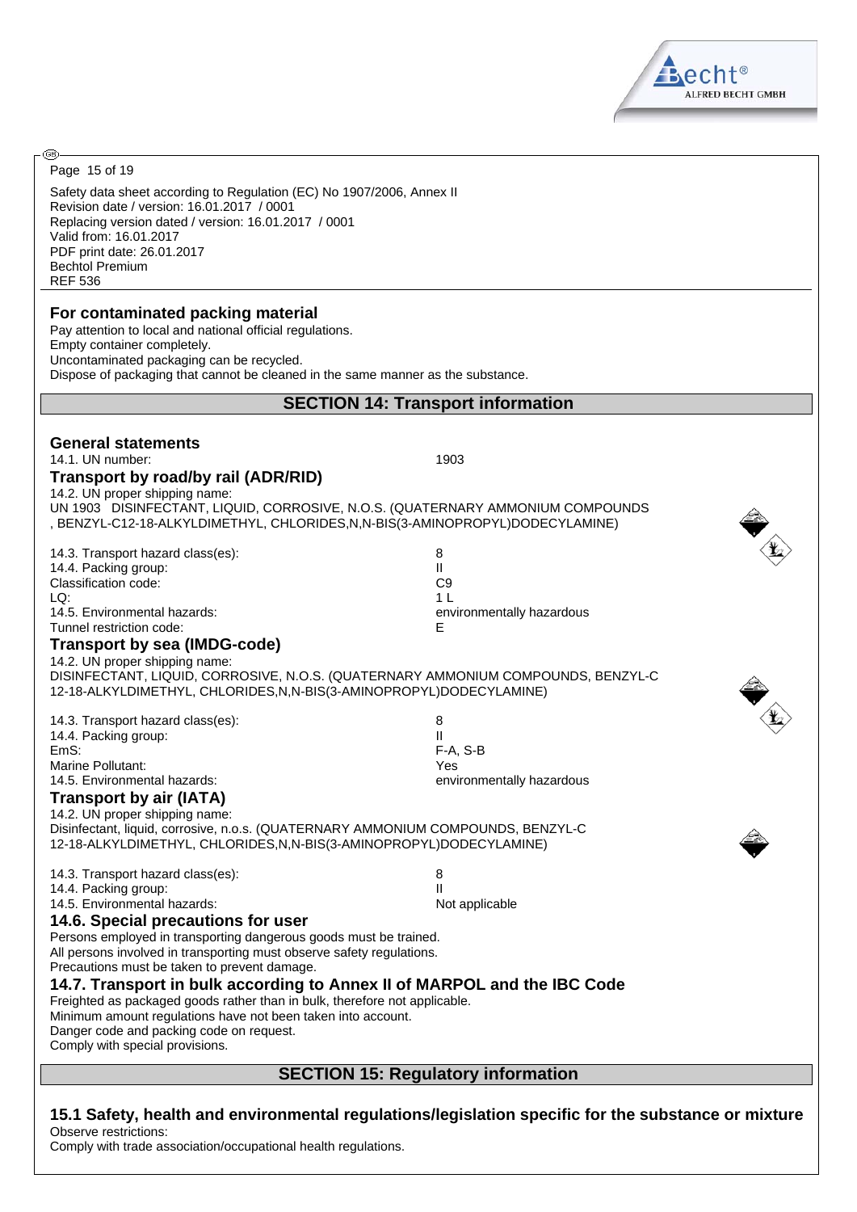Safety data sheet according to Regulation (EC) No 1907/2006, Annex II
Revision date / version: 16.01.2017 / 0001
Replacing version dated / version: 16.01.2017 / 0001
Valid from: 16.01.2017
PDF print date: 26.01.2017
Bechtol Premium
REF 536

### For contaminated packing material

Pay attention to local and national official regulations.
Empty container completely.
Uncontaminated packaging can be recycled.
Dispose of packaging that cannot be cleaned in the same manner as the substance.

## SECTION 14: Transport information

### General statements

14.1. UN number: 1903

### Transport by road/by rail (ADR/RID)

14.2. UN proper shipping name:
UN 1903 DISINFECTANT, LIQUID, CORROSIVE, N.O.S. (QUATERNARY AMMONIUM COMPOUNDS , BENZYL-C12-18-ALKYLDIMETHYL, CHLORIDES,N,N-BIS(3-AMINOPROPYL)DODECYLAMINE)

| | |
|---|---|
| 14.3. Transport hazard class(es): | 8 |
| 14.4. Packing group: | II |
| Classification code: | C9 |
| LQ: | 1 L |
| 14.5. Environmental hazards: | environmentally hazardous |
| Tunnel restriction code: | E |

### Transport by sea (IMDG-code)

14.2. UN proper shipping name:
DISINFECTANT, LIQUID, CORROSIVE, N.O.S. (QUATERNARY AMMONIUM COMPOUNDS, BENZYL-C 12-18-ALKYLDIMETHYL, CHLORIDES,N,N-BIS(3-AMINOPROPYL)DODECYLAMINE)

| | |
|---|---|
| 14.3. Transport hazard class(es): | 8 |
| 14.4. Packing group: | II |
| EmS: | F-A, S-B |
| Marine Pollutant: | Yes |
| 14.5. Environmental hazards: | environmentally hazardous |

### Transport by air (IATA)

14.2. UN proper shipping name:
Disinfectant, liquid, corrosive, n.o.s. (QUATERNARY AMMONIUM COMPOUNDS, BENZYL-C 12-18-ALKYLDIMETHYL, CHLORIDES,N,N-BIS(3-AMINOPROPYL)DODECYLAMINE)

| | |
|---|---|
| 14.3. Transport hazard class(es): | 8 |
| 14.4. Packing group: | II |
| 14.5. Environmental hazards: | Not applicable |

### 14.6. Special precautions for user

Persons employed in transporting dangerous goods must be trained.
All persons involved in transporting must observe safety regulations.
Precautions must be taken to prevent damage.

### 14.7. Transport in bulk according to Annex II of MARPOL and the IBC Code

Freighted as packaged goods rather than in bulk, therefore not applicable.
Minimum amount regulations have not been taken into account.
Danger code and packing code on request.
Comply with special provisions.

## SECTION 15: Regulatory information

### 15.1 Safety, health and environmental regulations/legislation specific for the substance or mixture

Observe restrictions:
Comply with trade association/occupational health regulations.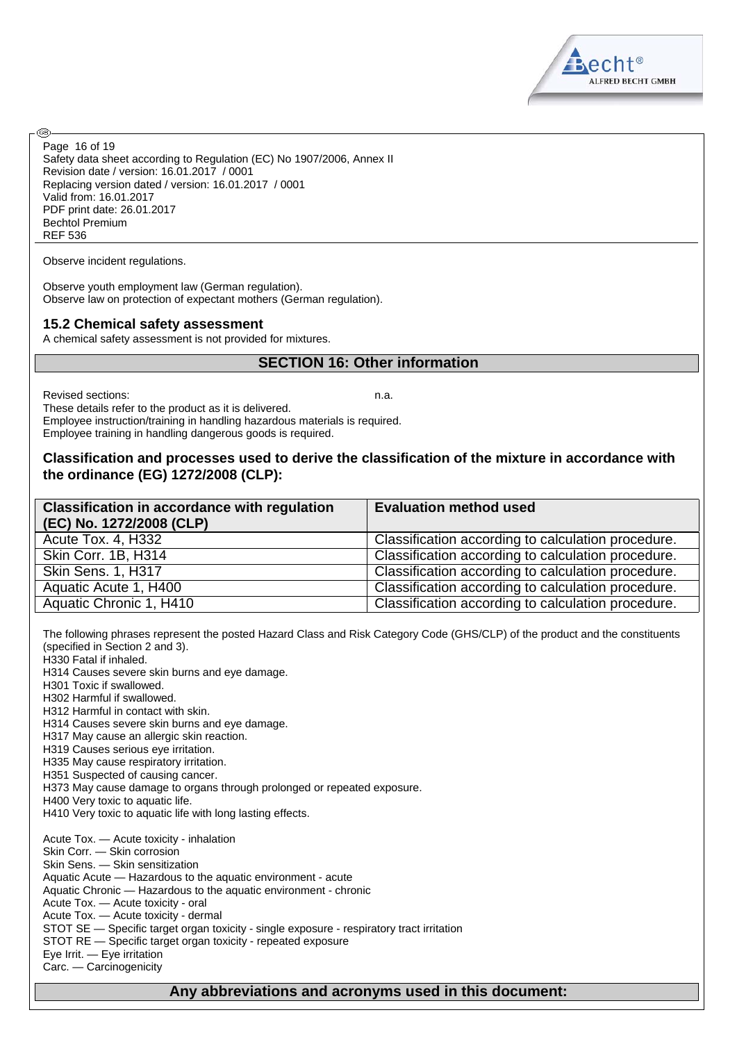Observe incident regulations.

Observe youth employment law (German regulation).
Observe law on protection of expectant mothers (German regulation).

### 15.2 Chemical safety assessment

A chemical safety assessment is not provided for mixtures.

## SECTION 16: Other information

Revised sections: n.a.
These details refer to the product as it is delivered.
Employee instruction/training in handling hazardous materials is required.
Employee training in handling dangerous goods is required.

### Classification and processes used to derive the classification of the mixture in accordance with the ordinance (EG) 1272/2008 (CLP):

| Classification in accordance with regulation (EC) No. 1272/2008 (CLP) | Evaluation method used |
|---|---|
| Acute Tox. 4, H332 | Classification according to calculation procedure. |
| Skin Corr. 1B, H314 | Classification according to calculation procedure. |
| Skin Sens. 1, H317 | Classification according to calculation procedure. |
| Aquatic Acute 1, H400 | Classification according to calculation procedure. |
| Aquatic Chronic 1, H410 | Classification according to calculation procedure. |

The following phrases represent the posted Hazard Class and Risk Category Code (GHS/CLP) of the product and the constituents (specified in Section 2 and 3).
H330 Fatal if inhaled.
H314 Causes severe skin burns and eye damage.
H301 Toxic if swallowed.
H302 Harmful if swallowed.
H312 Harmful in contact with skin.
H314 Causes severe skin burns and eye damage.
H317 May cause an allergic skin reaction.
H319 Causes serious eye irritation.
H335 May cause respiratory irritation.
H351 Suspected of causing cancer.
H373 May cause damage to organs through prolonged or repeated exposure.
H400 Very toxic to aquatic life.
H410 Very toxic to aquatic life with long lasting effects.

Acute Tox. — Acute toxicity - inhalation
Skin Corr. — Skin corrosion
Skin Sens. — Skin sensitization
Aquatic Acute — Hazardous to the aquatic environment - acute
Aquatic Chronic — Hazardous to the aquatic environment - chronic
Acute Tox. — Acute toxicity - oral
Acute Tox. — Acute toxicity - dermal
STOT SE — Specific target organ toxicity - single exposure - respiratory tract irritation
STOT RE — Specific target organ toxicity - repeated exposure
Eye Irrit. — Eye irritation
Carc. — Carcinogenicity

## Any abbreviations and acronyms used in this document: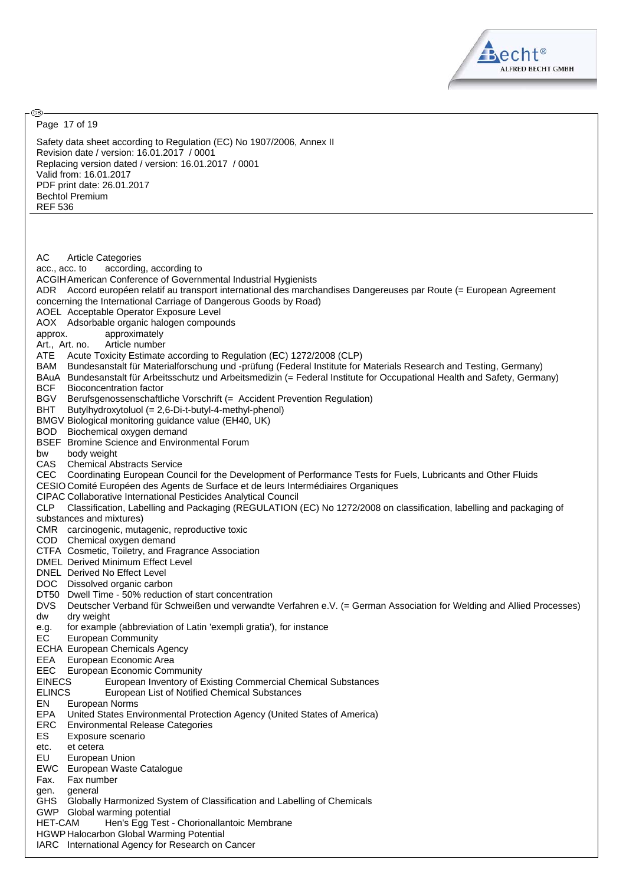AC Article Categories
acc., acc. to according, according to
ACGIH American Conference of Governmental Industrial Hygienists
ADR Accord européen relatif au transport international des marchandises Dangereuses par Route (= European Agreement concerning the International Carriage of Dangerous Goods by Road)
AOEL Acceptable Operator Exposure Level
AOX Adsorbable organic halogen compounds
approx. approximately
Art., Art. no. Article number
ATE Acute Toxicity Estimate according to Regulation (EC) 1272/2008 (CLP)
BAM Bundesanstalt für Materialforschung und -prüfung (Federal Institute for Materials Research and Testing, Germany)
BAuA Bundesanstalt für Arbeitsschutz und Arbeitsmedizin (= Federal Institute for Occupational Health and Safety, Germany)
BCF Bioconcentration factor
BGV Berufsgenossenschaftliche Vorschrift (= Accident Prevention Regulation)
BHT Butylhydroxytoluol (= 2,6-Di-t-butyl-4-methyl-phenol)
BMGV Biological monitoring guidance value (EH40, UK)
BOD Biochemical oxygen demand
BSEF Bromine Science and Environmental Forum
bw body weight
CAS Chemical Abstracts Service
CEC Coordinating European Council for the Development of Performance Tests for Fuels, Lubricants and Other Fluids
CESIO Comité Européen des Agents de Surface et de leurs Intermédiaires Organiques
CIPAC Collaborative International Pesticides Analytical Council
CLP Classification, Labelling and Packaging (REGULATION (EC) No 1272/2008 on classification, labelling and packaging of substances and mixtures)
CMR carcinogenic, mutagenic, reproductive toxic
COD Chemical oxygen demand
CTFA Cosmetic, Toiletry, and Fragrance Association
DMEL Derived Minimum Effect Level
DNEL Derived No Effect Level
DOC Dissolved organic carbon
DT50 Dwell Time - 50% reduction of start concentration
DVS Deutscher Verband für Schweißen und verwandte Verfahren e.V. (= German Association for Welding and Allied Processes)
dw dry weight
e.g. for example (abbreviation of Latin 'exempli gratia'), for instance
EC European Community
ECHA European Chemicals Agency
EEA European Economic Area
EEC European Economic Community
EINECS European Inventory of Existing Commercial Chemical Substances
ELINCS European List of Notified Chemical Substances
EN European Norms
EPA United States Environmental Protection Agency (United States of America)
ERC Environmental Release Categories
ES Exposure scenario
etc. et cetera
EU European Union
EWC European Waste Catalogue
Fax. Fax number
gen. general
GHS Globally Harmonized System of Classification and Labelling of Chemicals
GWP Global warming potential
HET-CAM Hen's Egg Test - Chorionallantoic Membrane
HGWP Halocarbon Global Warming Potential
IARC International Agency for Research on Cancer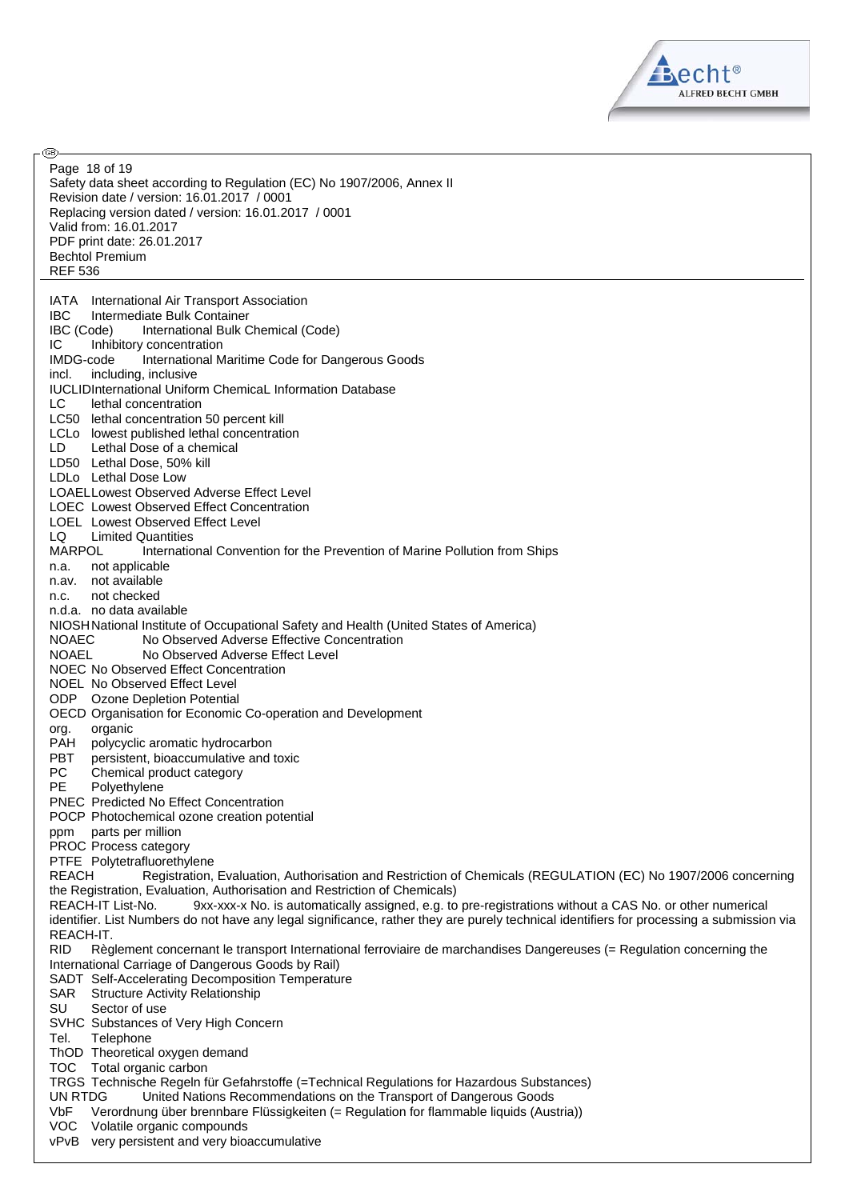IATA International Air Transport Association
IBC Intermediate Bulk Container
IBC (Code) International Bulk Chemical (Code)
IC Inhibitory concentration
IMDG-code International Maritime Code for Dangerous Goods
incl. including, inclusive
IUCLIDInternational Uniform ChemicaL Information Database
LC lethal concentration
LC50 lethal concentration 50 percent kill
LCLo lowest published lethal concentration
LD Lethal Dose of a chemical
LD50 Lethal Dose, 50% kill
LDLo Lethal Dose Low
LOAELLowest Observed Adverse Effect Level
LOEC Lowest Observed Effect Concentration
LOEL Lowest Observed Effect Level
LQ Limited Quantities
MARPOL International Convention for the Prevention of Marine Pollution from Ships
n.a. not applicable
n.av. not available
n.c. not checked
n.d.a. no data available
NIOSHNational Institute of Occupational Safety and Health (United States of America)
NOAEC No Observed Adverse Effective Concentration
NOAEL No Observed Adverse Effect Level
NOEC No Observed Effect Concentration
NOEL No Observed Effect Level
ODP Ozone Depletion Potential
OECD Organisation for Economic Co-operation and Development
org. organic
PAH polycyclic aromatic hydrocarbon
PBT persistent, bioaccumulative and toxic
PC Chemical product category
PE Polyethylene
PNEC Predicted No Effect Concentration
POCP Photochemical ozone creation potential
ppm parts per million
PROC Process category
PTFE Polytetrafluorethylene
REACH Registration, Evaluation, Authorisation and Restriction of Chemicals (REGULATION (EC) No 1907/2006 concerning the Registration, Evaluation, Authorisation and Restriction of Chemicals)
REACH-IT List-No. 9xx-xxx-x No. is automatically assigned, e.g. to pre-registrations without a CAS No. or other numerical identifier. List Numbers do not have any legal significance, rather they are purely technical identifiers for processing a submission via REACH-IT.
RID Règlement concernant le transport International ferroviaire de marchandises Dangereuses (= Regulation concerning the International Carriage of Dangerous Goods by Rail)
SADT Self-Accelerating Decomposition Temperature
SAR Structure Activity Relationship
SU Sector of use
SVHC Substances of Very High Concern
Tel. Telephone
ThOD Theoretical oxygen demand
TOC Total organic carbon
TRGS Technische Regeln für Gefahrstoffe (=Technical Regulations for Hazardous Substances)
UN RTDG United Nations Recommendations on the Transport of Dangerous Goods
VbF Verordnung über brennbare Flüssigkeiten (= Regulation for flammable liquids (Austria))
VOC Volatile organic compounds
vPvB very persistent and very bioaccumulative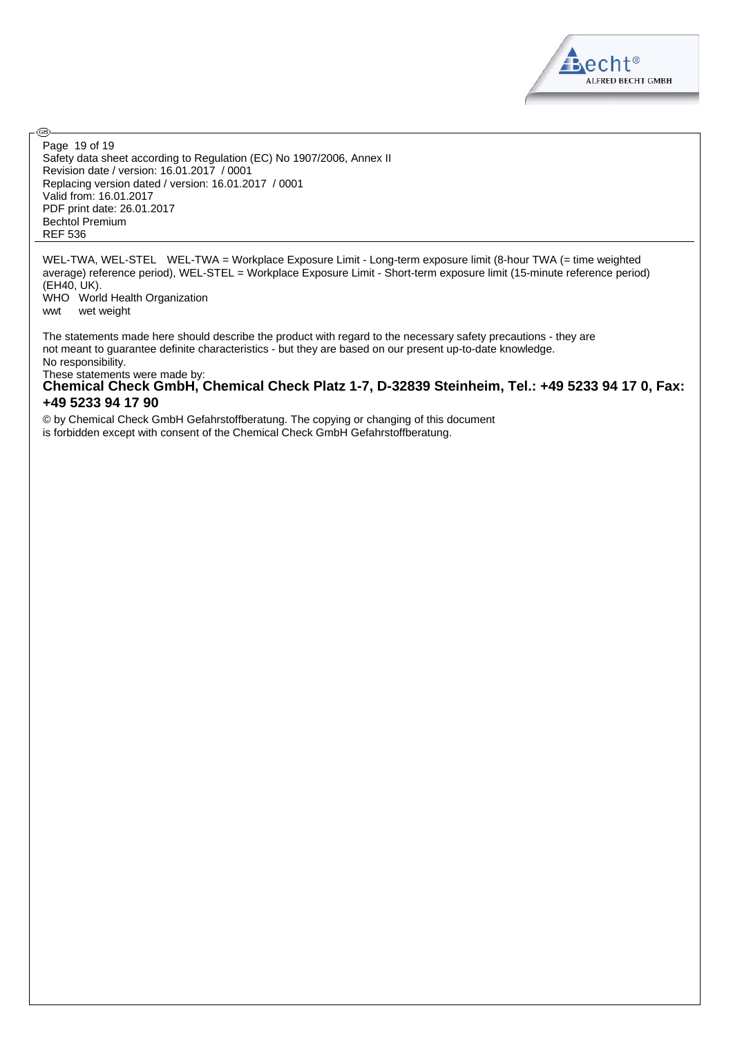WEL-TWA, WEL-STEL WEL-TWA = Workplace Exposure Limit - Long-term exposure limit (8-hour TWA (= time weighted average) reference period), WEL-STEL = Workplace Exposure Limit - Short-term exposure limit (15-minute reference period) (EH40, UK).

WHO World Health Organization

wwt wet weight

The statements made here should describe the product with regard to the necessary safety precautions - they are not meant to guarantee definite characteristics - but they are based on our present up-to-date knowledge.
No responsibility.

These statements were made by:

**Chemical Check GmbH, Chemical Check Platz 1-7, D-32839 Steinheim, Tel.: +49 5233 94 17 0, Fax: +49 5233 94 17 90**

© by Chemical Check GmbH Gefahrstoffberatung. The copying or changing of this document is forbidden except with consent of the Chemical Check GmbH Gefahrstoffberatung.